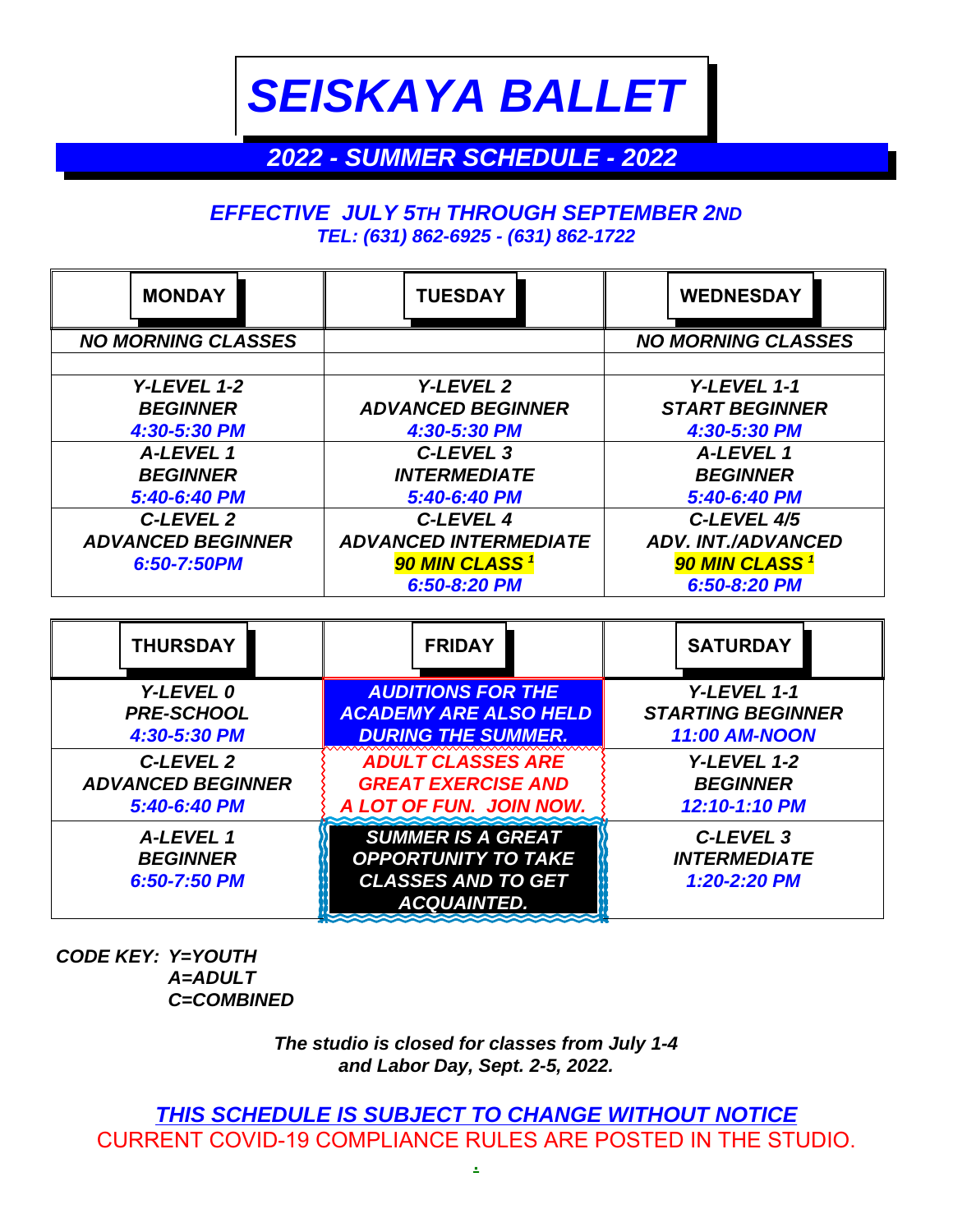# SEISKAYA BALLET

## 2022 - SUMMER SCHEDULE - 2022

**EFFECTIVE JULY 5TH THROUGH SEPTEMBER 2ND**

**TEL: (631) 862-6925 - (631) 862-1722**

| MONDAY | TUESDAY | WEDNESDAY |
|---|---|---|
| NO MORNING CLASSES | | NO MORNING CLASSES |
| | | |
| Y-LEVEL 1-2<br>BEGINNER<br>4:30-5:30 PM | Y-LEVEL 2<br>ADVANCED BEGINNER<br>4:30-5:30 PM | Y-LEVEL 1-1<br>START BEGINNER<br>4:30-5:30 PM |
| A-LEVEL 1<br>BEGINNER<br>5:40-6:40 PM | C-LEVEL 3<br>INTERMEDIATE<br>5:40-6:40 PM | A-LEVEL 1<br>BEGINNER<br>5:40-6:40 PM |
| C-LEVEL 2<br>ADVANCED BEGINNER<br>6:50-7:50PM | C-LEVEL 4<br>ADVANCED INTERMEDIATE<br>90 MIN CLASS [1]<br>6:50-8:20 PM | C-LEVEL 4/5<br>ADV. INT./ADVANCED<br>90 MIN CLASS [1]<br>6:50-8:20 PM |

| THURSDAY | FRIDAY | SATURDAY |
|---|---|---|
| Y-LEVEL 0<br>PRE-SCHOOL<br>4:30-5:30 PM | AUDITIONS FOR THE ACADEMY ARE ALSO HELD DURING THE SUMMER. | Y-LEVEL 1-1<br>STARTING BEGINNER<br>11:00 AM-NOON |
| C-LEVEL 2<br>ADVANCED BEGINNER<br>5:40-6:40 PM | ADULT CLASSES ARE GREAT EXERCISE AND A LOT OF FUN. JOIN NOW. | Y-LEVEL 1-2<br>BEGINNER<br>12:10-1:10 PM |
| A-LEVEL 1<br>BEGINNER<br>6:50-7:50 PM | SUMMER IS A GREAT OPPORTUNITY TO TAKE CLASSES AND TO GET ACQUAINTED. | C-LEVEL 3<br>INTERMEDIATE<br>1:20-2:20 PM |

**CODE KEY:** Y=YOUTH
A=ADULT
C=COMBINED

*The studio is closed for classes from July 1-4 and Labor Day, Sept. 2-5, 2022.*

**THIS SCHEDULE IS SUBJECT TO CHANGE WITHOUT NOTICE**

CURRENT COVID-19 COMPLIANCE RULES ARE POSTED IN THE STUDIO.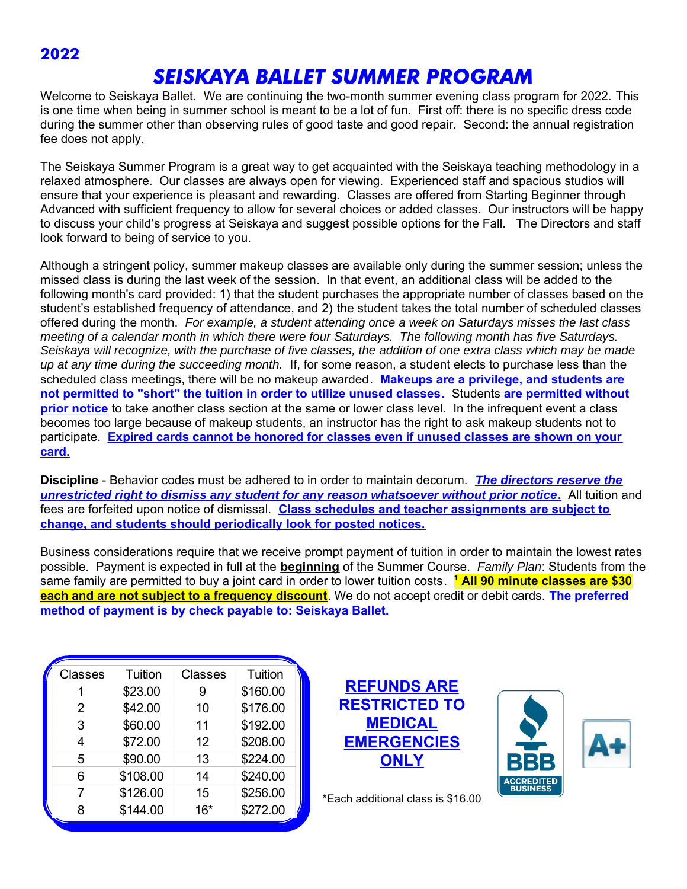**2022**

# *SEISKAYA BALLET SUMMER PROGRAM*

Welcome to Seiskaya Ballet. We are continuing the two-month summer evening class program for 2022. This is one time when being in summer school is meant to be a lot of fun. First off: there is no specific dress code during the summer other than observing rules of good taste and good repair. Second: the annual registration fee does not apply.

The Seiskaya Summer Program is a great way to get acquainted with the Seiskaya teaching methodology in a relaxed atmosphere. Our classes are always open for viewing. Experienced staff and spacious studios will ensure that your experience is pleasant and rewarding. Classes are offered from Starting Beginner through Advanced with sufficient frequency to allow for several choices or added classes. Our instructors will be happy to discuss your child's progress at Seiskaya and suggest possible options for the Fall. The Directors and staff look forward to being of service to you.

Although a stringent policy, summer makeup classes are available only during the summer session; unless the missed class is during the last week of the session. In that event, an additional class will be added to the following month's card provided: 1) that the student purchases the appropriate number of classes based on the student's established frequency of attendance, and 2) the student takes the total number of scheduled classes offered during the month. *For example, a student attending once a week on Saturdays misses the last class meeting of a calendar month in which there were four Saturdays. The following month has five Saturdays. Seiskaya will recognize, with the purchase of five classes, the addition of one extra class which may be made up at any time during the succeeding month.* If, for some reason, a student elects to purchase less than the scheduled class meetings, there will be no makeup awarded. **Makeups are a privilege, and students are not permitted to "short" the tuition in order to utilize unused classes.** Students **are permitted without prior notice** to take another class section at the same or lower class level. In the infrequent event a class becomes too large because of makeup students, an instructor has the right to ask makeup students not to participate. **Expired cards cannot be honored for classes even if unused classes are shown on your card.**

**Discipline** - Behavior codes must be adhered to in order to maintain decorum. ***The directors reserve the unrestricted right to dismiss any student for any reason whatsoever without prior notice*.** All tuition and fees are forfeited upon notice of dismissal. **Class schedules and teacher assignments are subject to change, and students should periodically look for posted notices.**

Business considerations require that we receive prompt payment of tuition in order to maintain the lowest rates possible. Payment is expected in full at the **beginning** of the Summer Course. *Family Plan*: Students from the same family are permitted to buy a joint card in order to lower tuition costs. **[1] All 90 minute classes are $30 each and are not subject to a frequency discount**. We do not accept credit or debit cards. **The preferred method of payment is by check payable to: Seiskaya Ballet.**

| Classes | Tuition | Classes | Tuition |
|---|---|---|---|
| 1 | $23.00 | 9 | $160.00 |
| 2 | $42.00 | 10 | $176.00 |
| 3 | $60.00 | 11 | $192.00 |
| 4 | $72.00 | 12 | $208.00 |
| 5 | $90.00 | 13 | $224.00 |
| 6 | $108.00 | 14 | $240.00 |
| 7 | $126.00 | 15 | $256.00 |
| 8 | $144.00 | 16* | $272.00 |

**REFUNDS ARE RESTRICTED TO MEDICAL EMERGENCIES ONLY**

*Each additional class is $16.00

BBB ACCREDITED BUSINESS

A+